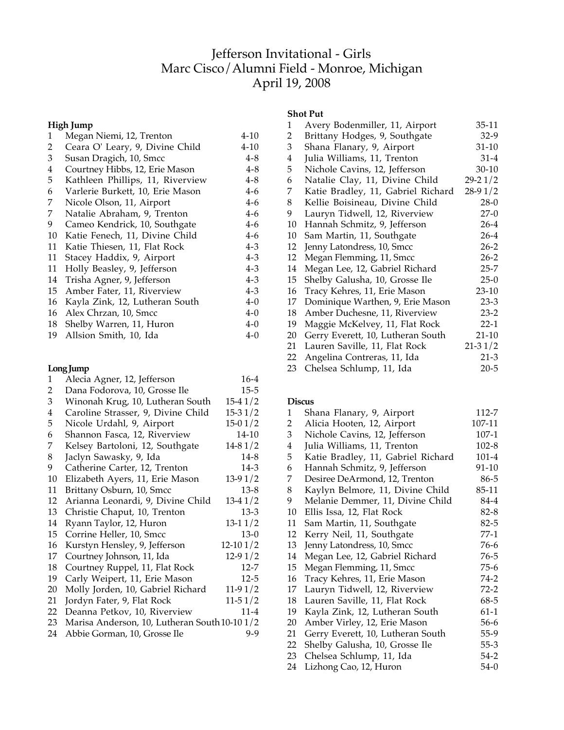# Jefferson Invitational - Girls
## Marc Cisco/Alumni Field - Monroe, Michigan
## April 19, 2008

### High Jump

| Place | Athlete | Mark |
|---|---|---|
| 1 | Megan Niemi, 12, Trenton | 4-10 |
| 2 | Ceara O' Leary, 9, Divine Child | 4-10 |
| 3 | Susan Dragich, 10, Smcc | 4-8 |
| 4 | Courtney Hibbs, 12, Erie Mason | 4-8 |
| 5 | Kathleen Phillips, 11, Riverview | 4-8 |
| 6 | Varlerie Burkett, 10, Erie Mason | 4-6 |
| 7 | Nicole Olson, 11, Airport | 4-6 |
| 7 | Natalie Abraham, 9, Trenton | 4-6 |
| 9 | Cameo Kendrick, 10, Southgate | 4-6 |
| 10 | Katie Fenech, 11, Divine Child | 4-6 |
| 11 | Katie Thiesen, 11, Flat Rock | 4-3 |
| 11 | Stacey Haddix, 9, Airport | 4-3 |
| 11 | Holly Beasley, 9, Jefferson | 4-3 |
| 14 | Trisha Agner, 9, Jefferson | 4-3 |
| 15 | Amber Fater, 11, Riverview | 4-3 |
| 16 | Kayla Zink, 12, Lutheran South | 4-0 |
| 16 | Alex Chrzan, 10, Smcc | 4-0 |
| 18 | Shelby Warren, 11, Huron | 4-0 |
| 19 | Allsion Smith, 10, Ida | 4-0 |

### Long Jump

| Place | Athlete | Mark |
|---|---|---|
| 1 | Alecia Agner, 12, Jefferson | 16-4 |
| 2 | Dana Fodorova, 10, Grosse Ile | 15-5 |
| 3 | Winonah Krug, 10, Lutheran South | 15-4 1/2 |
| 4 | Caroline Strasser, 9, Divine Child | 15-3 1/2 |
| 5 | Nicole Urdahl, 9, Airport | 15-0 1/2 |
| 6 | Shannon Fasca, 12, Riverview | 14-10 |
| 7 | Kelsey Bartoloni, 12, Southgate | 14-8 1/2 |
| 8 | Jaclyn Sawasky, 9, Ida | 14-8 |
| 9 | Catherine Carter, 12, Trenton | 14-3 |
| 10 | Elizabeth Ayers, 11, Erie Mason | 13-9 1/2 |
| 11 | Brittany Osburn, 10, Smcc | 13-8 |
| 12 | Arianna Leonardi, 9, Divine Child | 13-4 1/2 |
| 13 | Christie Chaput, 10, Trenton | 13-3 |
| 14 | Ryann Taylor, 12, Huron | 13-1 1/2 |
| 15 | Corrine Heller, 10, Smcc | 13-0 |
| 16 | Kurstyn Hensley, 9, Jefferson | 12-10 1/2 |
| 17 | Courtney Johnson, 11, Ida | 12-9 1/2 |
| 18 | Courtney Ruppel, 11, Flat Rock | 12-7 |
| 19 | Carly Weipert, 11, Erie Mason | 12-5 |
| 20 | Molly Jorden, 10, Gabriel Richard | 11-9 1/2 |
| 21 | Jordyn Fater, 9, Flat Rock | 11-5 1/2 |
| 22 | Deanna Petkov, 10, Riverview | 11-4 |
| 23 | Marisa Anderson, 10, Lutheran South | 10-10 1/2 |
| 24 | Abbie Gorman, 10, Grosse Ile | 9-9 |

### Shot Put

| Place | Athlete | Mark |
|---|---|---|
| 1 | Avery Bodenmiller, 11, Airport | 35-11 |
| 2 | Brittany Hodges, 9, Southgate | 32-9 |
| 3 | Shana Flanary, 9, Airport | 31-10 |
| 4 | Julia Williams, 11, Trenton | 31-4 |
| 5 | Nichole Cavins, 12, Jefferson | 30-10 |
| 6 | Natalie Clay, 11, Divine Child | 29-2 1/2 |
| 7 | Katie Bradley, 11, Gabriel Richard | 28-9 1/2 |
| 8 | Kellie Boisineau, Divine Child | 28-0 |
| 9 | Lauryn Tidwell, 12, Riverview | 27-0 |
| 10 | Hannah Schmitz, 9, Jefferson | 26-4 |
| 10 | Sam Martin, 11, Southgate | 26-4 |
| 12 | Jenny Latondress, 10, Smcc | 26-2 |
| 12 | Megan Flemming, 11, Smcc | 26-2 |
| 14 | Megan Lee, 12, Gabriel Richard | 25-7 |
| 15 | Shelby Galusha, 10, Grosse Ile | 25-0 |
| 16 | Tracy Kehres, 11, Erie Mason | 23-10 |
| 17 | Dominique Warthen, 9, Erie Mason | 23-3 |
| 18 | Amber Duchesne, 11, Riverview | 23-2 |
| 19 | Maggie McKelvey, 11, Flat Rock | 22-1 |
| 20 | Gerry Everett, 10, Lutheran South | 21-10 |
| 21 | Lauren Saville, 11, Flat Rock | 21-3 1/2 |
| 22 | Angelina Contreras, 11, Ida | 21-3 |
| 23 | Chelsea Schlump, 11, Ida | 20-5 |

### Discus

| Place | Athlete | Mark |
|---|---|---|
| 1 | Shana Flanary, 9, Airport | 112-7 |
| 2 | Alicia Hooten, 12, Airport | 107-11 |
| 3 | Nichole Cavins, 12, Jefferson | 107-1 |
| 4 | Julia Williams, 11, Trenton | 102-8 |
| 5 | Katie Bradley, 11, Gabriel Richard | 101-4 |
| 6 | Hannah Schmitz, 9, Jefferson | 91-10 |
| 7 | Desiree DeArmond, 12, Trenton | 86-5 |
| 8 | Kaylyn Belmore, 11, Divine Child | 85-11 |
| 9 | Melanie Demmer, 11, Divine Child | 84-4 |
| 10 | Ellis Issa, 12, Flat Rock | 82-8 |
| 11 | Sam Martin, 11, Southgate | 82-5 |
| 12 | Kerry Neil, 11, Southgate | 77-1 |
| 13 | Jenny Latondress, 10, Smcc | 76-6 |
| 14 | Megan Lee, 12, Gabriel Richard | 76-5 |
| 15 | Megan Flemming, 11, Smcc | 75-6 |
| 16 | Tracy Kehres, 11, Erie Mason | 74-2 |
| 17 | Lauryn Tidwell, 12, Riverview | 72-2 |
| 18 | Lauren Saville, 11, Flat Rock | 68-5 |
| 19 | Kayla Zink, 12, Lutheran South | 61-1 |
| 20 | Amber Virley, 12, Erie Mason | 56-6 |
| 21 | Gerry Everett, 10, Lutheran South | 55-9 |
| 22 | Shelby Galusha, 10, Grosse Ile | 55-3 |
| 23 | Chelsea Schlump, 11, Ida | 54-2 |
| 24 | Lizhong Cao, 12, Huron | 54-0 |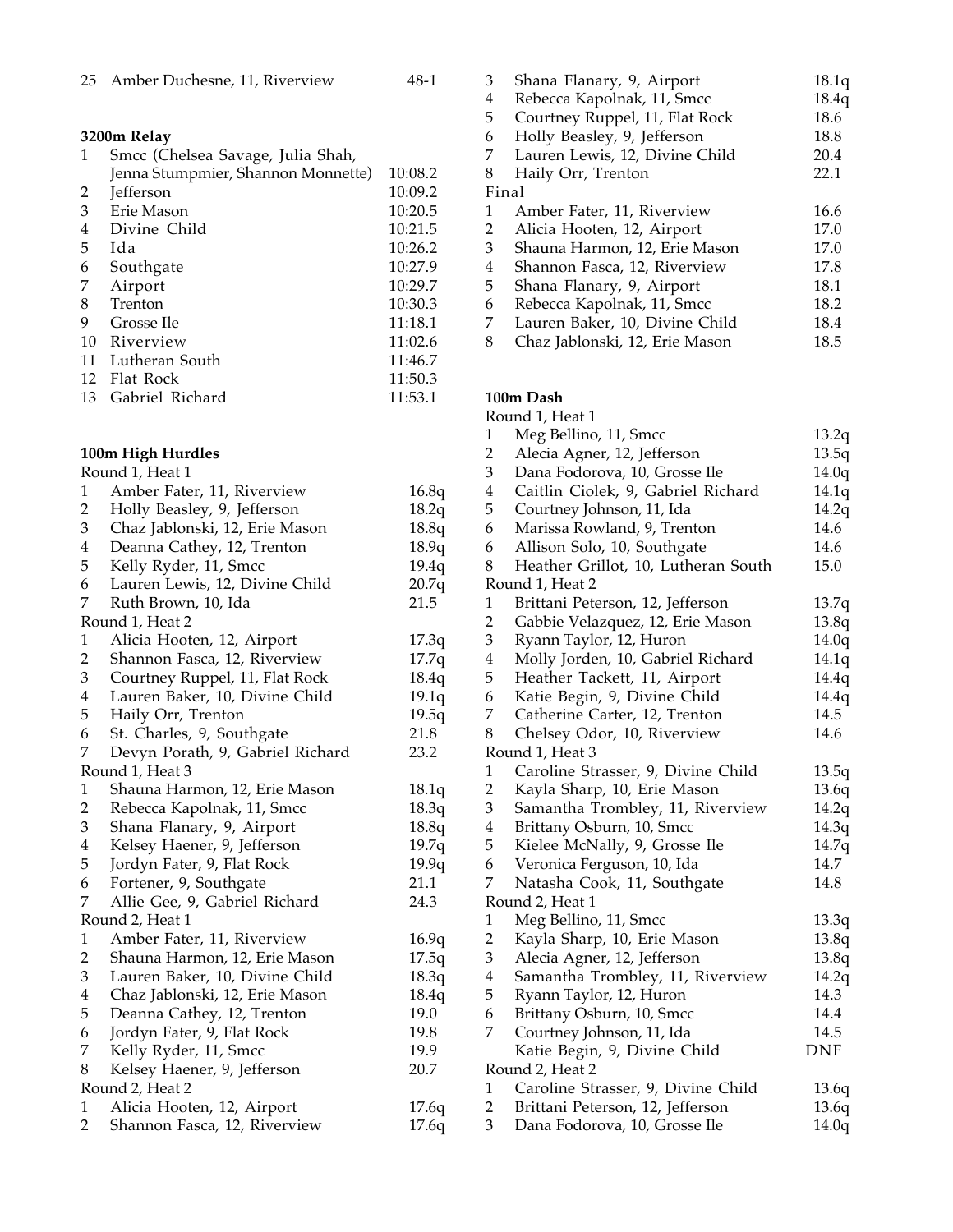| | | |
|---|---|---|
| 25 | Amber Duchesne, 11, Riverview | 48-1 |

**3200m Relay**

| | | |
|---|---|---|
| 1 | Smcc (Chelsea Savage, Julia Shah, Jenna Stumpmier, Shannon Monnette) | 10:08.2 |
| 2 | Jefferson | 10:09.2 |
| 3 | Erie Mason | 10:20.5 |
| 4 | Divine Child | 10:21.5 |
| 5 | Ida | 10:26.2 |
| 6 | Southgate | 10:27.9 |
| 7 | Airport | 10:29.7 |
| 8 | Trenton | 10:30.3 |
| 9 | Grosse Ile | 11:18.1 |
| 10 | Riverview | 11:02.6 |
| 11 | Lutheran South | 11:46.7 |
| 12 | Flat Rock | 11:50.3 |
| 13 | Gabriel Richard | 11:53.1 |

**100m High Hurdles**

Round 1, Heat 1

| | | |
|---|---|---|
| 1 | Amber Fater, 11, Riverview | 16.8q |
| 2 | Holly Beasley, 9, Jefferson | 18.2q |
| 3 | Chaz Jablonski, 12, Erie Mason | 18.8q |
| 4 | Deanna Cathey, 12, Trenton | 18.9q |
| 5 | Kelly Ryder, 11, Smcc | 19.4q |
| 6 | Lauren Lewis, 12, Divine Child | 20.7q |
| 7 | Ruth Brown, 10, Ida | 21.5 |

Round 1, Heat 2

| | | |
|---|---|---|
| 1 | Alicia Hooten, 12, Airport | 17.3q |
| 2 | Shannon Fasca, 12, Riverview | 17.7q |
| 3 | Courtney Ruppel, 11, Flat Rock | 18.4q |
| 4 | Lauren Baker, 10, Divine Child | 19.1q |
| 5 | Haily Orr, Trenton | 19.5q |
| 6 | St. Charles, 9, Southgate | 21.8 |
| 7 | Devyn Porath, 9, Gabriel Richard | 23.2 |

Round 1, Heat 3

| | | |
|---|---|---|
| 1 | Shauna Harmon, 12, Erie Mason | 18.1q |
| 2 | Rebecca Kapolnak, 11, Smcc | 18.3q |
| 3 | Shana Flanary, 9, Airport | 18.8q |
| 4 | Kelsey Haener, 9, Jefferson | 19.7q |
| 5 | Jordyn Fater, 9, Flat Rock | 19.9q |
| 6 | Fortener, 9, Southgate | 21.1 |
| 7 | Allie Gee, 9, Gabriel Richard | 24.3 |

Round 2, Heat 1

| | | |
|---|---|---|
| 1 | Amber Fater, 11, Riverview | 16.9q |
| 2 | Shauna Harmon, 12, Erie Mason | 17.5q |
| 3 | Lauren Baker, 10, Divine Child | 18.3q |
| 4 | Chaz Jablonski, 12, Erie Mason | 18.4q |
| 5 | Deanna Cathey, 12, Trenton | 19.0 |
| 6 | Jordyn Fater, 9, Flat Rock | 19.8 |
| 7 | Kelly Ryder, 11, Smcc | 19.9 |
| 8 | Kelsey Haener, 9, Jefferson | 20.7 |

Round 2, Heat 2

| | | |
|---|---|---|
| 1 | Alicia Hooten, 12, Airport | 17.6q |
| 2 | Shannon Fasca, 12, Riverview | 17.6q |
| 3 | Shana Flanary, 9, Airport | 18.1q |
| 4 | Rebecca Kapolnak, 11, Smcc | 18.4q |
| 5 | Courtney Ruppel, 11, Flat Rock | 18.6 |
| 6 | Holly Beasley, 9, Jefferson | 18.8 |
| 7 | Lauren Lewis, 12, Divine Child | 20.4 |
| 8 | Haily Orr, Trenton | 22.1 |

Final

| | | |
|---|---|---|
| 1 | Amber Fater, 11, Riverview | 16.6 |
| 2 | Alicia Hooten, 12, Airport | 17.0 |
| 3 | Shauna Harmon, 12, Erie Mason | 17.0 |
| 4 | Shannon Fasca, 12, Riverview | 17.8 |
| 5 | Shana Flanary, 9, Airport | 18.1 |
| 6 | Rebecca Kapolnak, 11, Smcc | 18.2 |
| 7 | Lauren Baker, 10, Divine Child | 18.4 |
| 8 | Chaz Jablonski, 12, Erie Mason | 18.5 |

**100m Dash**

Round 1, Heat 1

| | | |
|---|---|---|
| 1 | Meg Bellino, 11, Smcc | 13.2q |
| 2 | Alecia Agner, 12, Jefferson | 13.5q |
| 3 | Dana Fodorova, 10, Grosse Ile | 14.0q |
| 4 | Caitlin Ciolek, 9, Gabriel Richard | 14.1q |
| 5 | Courtney Johnson, 11, Ida | 14.2q |
| 6 | Marissa Rowland, 9, Trenton | 14.6 |
| 6 | Allison Solo, 10, Southgate | 14.6 |
| 8 | Heather Grillot, 10, Lutheran South | 15.0 |

Round 1, Heat 2

| | | |
|---|---|---|
| 1 | Brittani Peterson, 12, Jefferson | 13.7q |
| 2 | Gabbie Velazquez, 12, Erie Mason | 13.8q |
| 3 | Ryann Taylor, 12, Huron | 14.0q |
| 4 | Molly Jorden, 10, Gabriel Richard | 14.1q |
| 5 | Heather Tackett, 11, Airport | 14.4q |
| 6 | Katie Begin, 9, Divine Child | 14.4q |
| 7 | Catherine Carter, 12, Trenton | 14.5 |
| 8 | Chelsey Odor, 10, Riverview | 14.6 |

Round 1, Heat 3

| | | |
|---|---|---|
| 1 | Caroline Strasser, 9, Divine Child | 13.5q |
| 2 | Kayla Sharp, 10, Erie Mason | 13.6q |
| 3 | Samantha Trombley, 11, Riverview | 14.2q |
| 4 | Brittany Osburn, 10, Smcc | 14.3q |
| 5 | Kielee McNally, 9, Grosse Ile | 14.7q |
| 6 | Veronica Ferguson, 10, Ida | 14.7 |
| 7 | Natasha Cook, 11, Southgate | 14.8 |

Round 2, Heat 1

| | | |
|---|---|---|
| 1 | Meg Bellino, 11, Smcc | 13.3q |
| 2 | Kayla Sharp, 10, Erie Mason | 13.8q |
| 3 | Alecia Agner, 12, Jefferson | 13.8q |
| 4 | Samantha Trombley, 11, Riverview | 14.2q |
| 5 | Ryann Taylor, 12, Huron | 14.3 |
| 6 | Brittany Osburn, 10, Smcc | 14.4 |
| 7 | Courtney Johnson, 11, Ida | 14.5 |
| | Katie Begin, 9, Divine Child | DNF |

Round 2, Heat 2

| | | |
|---|---|---|
| 1 | Caroline Strasser, 9, Divine Child | 13.6q |
| 2 | Brittani Peterson, 12, Jefferson | 13.6q |
| 3 | Dana Fodorova, 10, Grosse Ile | 14.0q |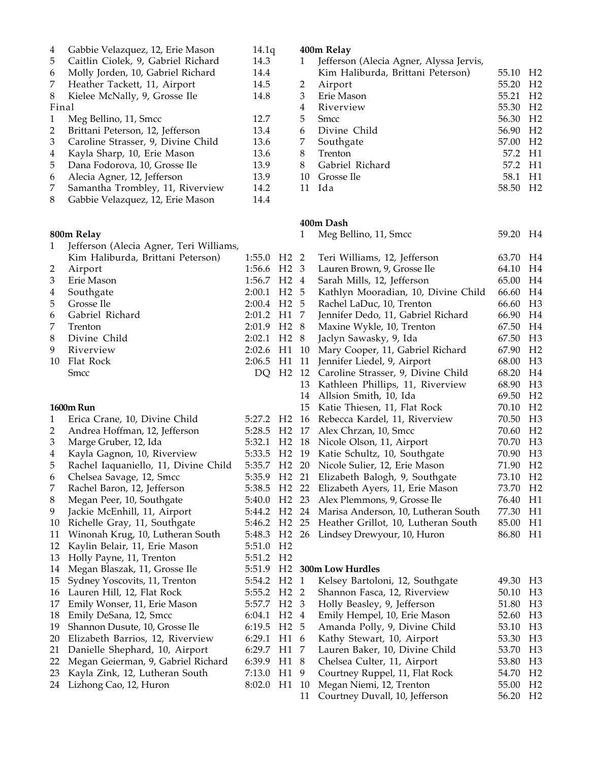| | | | |
|---|---|---|---|
| 4 | Gabbie Velazquez, 12, Erie Mason | 14.1q | |
| 5 | Caitlin Ciolek, 9, Gabriel Richard | 14.3 | |
| 6 | Molly Jorden, 10, Gabriel Richard | 14.4 | |
| 7 | Heather Tackett, 11, Airport | 14.5 | |
| 8 | Kielee McNally, 9, Grosse Ile | 14.8 | |

Final

| | | | |
|---|---|---|---|
| 1 | Meg Bellino, 11, Smcc | 12.7 | |
| 2 | Brittani Peterson, 12, Jefferson | 13.4 | |
| 3 | Caroline Strasser, 9, Divine Child | 13.6 | |
| 4 | Kayla Sharp, 10, Erie Mason | 13.6 | |
| 5 | Dana Fodorova, 10, Grosse Ile | 13.9 | |
| 6 | Alecia Agner, 12, Jefferson | 13.9 | |
| 7 | Samantha Trombley, 11, Riverview | 14.2 | |
| 8 | Gabbie Velazquez, 12, Erie Mason | 14.4 | |

**800m Relay**

| | | | |
|---|---|---|---|
| 1 | Jefferson (Alecia Agner, Teri Williams, Kim Haliburda, Brittani Peterson) | 1:55.0 | H2 |
| 2 | Airport | 1:56.6 | H2 |
| 3 | Erie Mason | 1:56.7 | H2 |
| 4 | Southgate | 2:00.1 | H2 |
| 5 | Grosse Ile | 2:00.4 | H2 |
| 6 | Gabriel Richard | 2:01.2 | H1 |
| 7 | Trenton | 2:01.9 | H2 |
| 8 | Divine Child | 2:02.1 | H2 |
| 9 | Riverview | 2:02.6 | H1 |
| 10 | Flat Rock | 2:06.5 | H1 |
| | Smcc | DQ | H2 |

**1600m Run**

| | | | |
|---|---|---|---|
| 1 | Erica Crane, 10, Divine Child | 5:27.2 | H2 |
| 2 | Andrea Hoffman, 12, Jefferson | 5:28.5 | H2 |
| 3 | Marge Gruber, 12, Ida | 5:32.1 | H2 |
| 4 | Kayla Gagnon, 10, Riverview | 5:33.5 | H2 |
| 5 | Rachel Iaquaniello, 11, Divine Child | 5:35.7 | H2 |
| 6 | Chelsea Savage, 12, Smcc | 5:35.9 | H2 |
| 7 | Rachel Baron, 12, Jefferson | 5:38.5 | H2 |
| 8 | Megan Peer, 10, Southgate | 5:40.0 | H2 |
| 9 | Jackie McEnhill, 11, Airport | 5:44.2 | H2 |
| 10 | Richelle Gray, 11, Southgate | 5:46.2 | H2 |
| 11 | Winonah Krug, 10, Lutheran South | 5:48.3 | H2 |
| 12 | Kaylin Belair, 11, Erie Mason | 5:51.0 | H2 |
| 13 | Holly Payne, 11, Trenton | 5:51.2 | H2 |
| 14 | Megan Blaszak, 11, Grosse Ile | 5:51.9 | H2 |
| 15 | Sydney Yoscovits, 11, Trenton | 5:54.2 | H2 |
| 16 | Lauren Hill, 12, Flat Rock | 5:55.2 | H2 |
| 17 | Emily Wonser, 11, Erie Mason | 5:57.7 | H2 |
| 18 | Emily DeSana, 12, Smcc | 6:04.1 | H2 |
| 19 | Shannon Dusute, 10, Grosse Ile | 6:19.5 | H2 |
| 20 | Elizabeth Barrios, 12, Riverview | 6:29.1 | H1 |
| 21 | Danielle Shephard, 10, Airport | 6:29.7 | H1 |
| 22 | Megan Geierman, 9, Gabriel Richard | 6:39.9 | H1 |
| 23 | Kayla Zink, 12, Lutheran South | 7:13.0 | H1 |
| 24 | Lizhong Cao, 12, Huron | 8:02.0 | H1 |

**400m Relay**

| | | | |
|---|---|---|---|
| 1 | Jefferson (Alecia Agner, Alyssa Jervis, Kim Haliburda, Brittani Peterson) | 55.10 | H2 |
| 2 | Airport | 55.20 | H2 |
| 3 | Erie Mason | 55.21 | H2 |
| 4 | Riverview | 55.30 | H2 |
| 5 | Smcc | 56.30 | H2 |
| 6 | Divine Child | 56.90 | H2 |
| 7 | Southgate | 57.00 | H2 |
| 8 | Trenton | 57.2 | H1 |
| 8 | Gabriel Richard | 57.2 | H1 |
| 10 | Grosse Ile | 58.1 | H1 |
| 11 | Ida | 58.50 | H2 |

**400m Dash**

| | | | |
|---|---|---|---|
| 1 | Meg Bellino, 11, Smcc | 59.20 | H4 |
| 2 | Teri Williams, 12, Jefferson | 63.70 | H4 |
| 3 | Lauren Brown, 9, Grosse Ile | 64.10 | H4 |
| 4 | Sarah Mills, 12, Jefferson | 65.00 | H4 |
| 5 | Kathlyn Mooradian, 10, Divine Child | 66.60 | H4 |
| 5 | Rachel LaDuc, 10, Trenton | 66.60 | H3 |
| 7 | Jennifer Dedo, 11, Gabriel Richard | 66.90 | H4 |
| 8 | Maxine Wykle, 10, Trenton | 67.50 | H4 |
| 8 | Jaclyn Sawasky, 9, Ida | 67.50 | H3 |
| 10 | Mary Cooper, 11, Gabriel Richard | 67.90 | H2 |
| 11 | Jennifer Liedel, 9, Airport | 68.00 | H3 |
| 12 | Caroline Strasser, 9, Divine Child | 68.20 | H4 |
| 13 | Kathleen Phillips, 11, Riverview | 68.90 | H3 |
| 14 | Allsion Smith, 10, Ida | 69.50 | H2 |
| 15 | Katie Thiesen, 11, Flat Rock | 70.10 | H2 |
| 16 | Rebecca Kardel, 11, Riverview | 70.50 | H3 |
| 17 | Alex Chrzan, 10, Smcc | 70.60 | H2 |
| 18 | Nicole Olson, 11, Airport | 70.70 | H3 |
| 19 | Katie Schultz, 10, Southgate | 70.90 | H3 |
| 20 | Nicole Sulier, 12, Erie Mason | 71.90 | H2 |
| 21 | Elizabeth Balogh, 9, Southgate | 73.10 | H2 |
| 22 | Elizabeth Ayers, 11, Erie Mason | 73.70 | H2 |
| 23 | Alex Plemmons, 9, Grosse Ile | 76.40 | H1 |
| 24 | Marisa Anderson, 10, Lutheran South | 77.30 | H1 |
| 25 | Heather Grillot, 10, Lutheran South | 85.00 | H1 |
| 26 | Lindsey Drewyour, 10, Huron | 86.80 | H1 |

**300m Low Hurdles**

| | | | |
|---|---|---|---|
| 1 | Kelsey Bartoloni, 12, Southgate | 49.30 | H3 |
| 2 | Shannon Fasca, 12, Riverview | 50.10 | H3 |
| 3 | Holly Beasley, 9, Jefferson | 51.80 | H3 |
| 4 | Emily Hempel, 10, Erie Mason | 52.60 | H3 |
| 5 | Amanda Polly, 9, Divine Child | 53.10 | H3 |
| 6 | Kathy Stewart, 10, Airport | 53.30 | H3 |
| 7 | Lauren Baker, 10, Divine Child | 53.70 | H3 |
| 8 | Chelsea Culter, 11, Airport | 53.80 | H3 |
| 9 | Courtney Ruppel, 11, Flat Rock | 54.70 | H2 |
| 10 | Megan Niemi, 12, Trenton | 55.00 | H2 |
| 11 | Courtney Duvall, 10, Jefferson | 56.20 | H2 |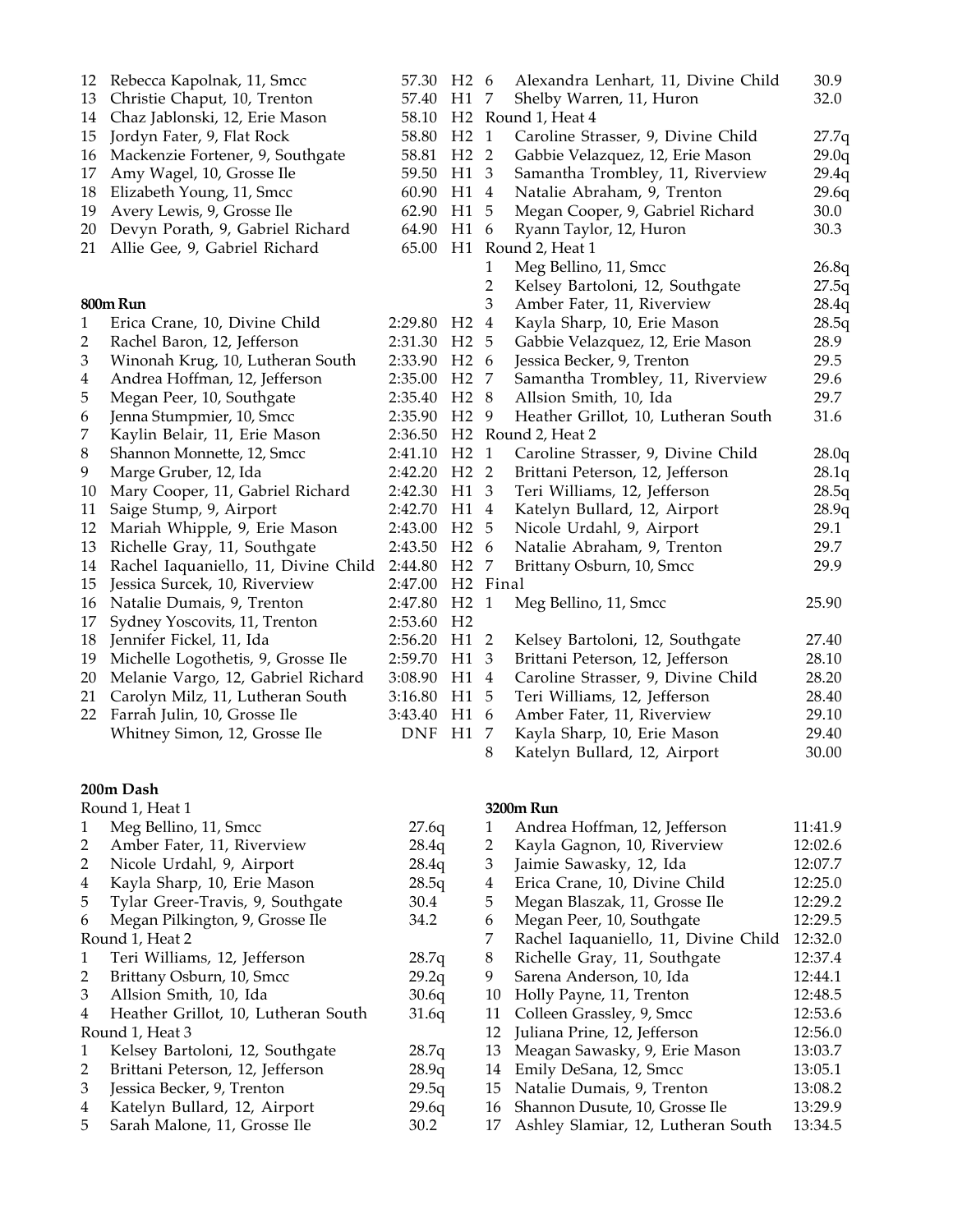| Place | Name | Time | Heat |
|---|---|---|---|
| 12 | Rebecca Kapolnak, 11, Smcc | 57.30 | H2 |
| 13 | Christie Chaput, 10, Trenton | 57.40 | H1 |
| 14 | Chaz Jablonski, 12, Erie Mason | 58.10 | H2 |
| 15 | Jordyn Fater, 9, Flat Rock | 58.80 | H2 |
| 16 | Mackenzie Fortener, 9, Southgate | 58.81 | H2 |
| 17 | Amy Wagel, 10, Grosse Ile | 59.50 | H1 |
| 18 | Elizabeth Young, 11, Smcc | 60.90 | H1 |
| 19 | Avery Lewis, 9, Grosse Ile | 62.90 | H1 |
| 20 | Devyn Porath, 9, Gabriel Richard | 64.90 | H1 |
| 21 | Allie Gee, 9, Gabriel Richard | 65.00 | H1 |

**800m Run**

| Place | Name | Time | Heat |
|---|---|---|---|
| 1 | Erica Crane, 10, Divine Child | 2:29.80 | H2 |
| 2 | Rachel Baron, 12, Jefferson | 2:31.30 | H2 |
| 3 | Winonah Krug, 10, Lutheran South | 2:33.90 | H2 |
| 4 | Andrea Hoffman, 12, Jefferson | 2:35.00 | H2 |
| 5 | Megan Peer, 10, Southgate | 2:35.40 | H2 |
| 6 | Jenna Stumpmier, 10, Smcc | 2:35.90 | H2 |
| 7 | Kaylin Belair, 11, Erie Mason | 2:36.50 | H2 |
| 8 | Shannon Monnette, 12, Smcc | 2:41.10 | H2 |
| 9 | Marge Gruber, 12, Ida | 2:42.20 | H2 |
| 10 | Mary Cooper, 11, Gabriel Richard | 2:42.30 | H1 |
| 11 | Saige Stump, 9, Airport | 2:42.70 | H1 |
| 12 | Mariah Whipple, 9, Erie Mason | 2:43.00 | H2 |
| 13 | Richelle Gray, 11, Southgate | 2:43.50 | H2 |
| 14 | Rachel Iaquaniello, 11, Divine Child | 2:44.80 | H2 |
| 15 | Jessica Surcek, 10, Riverview | 2:47.00 | H2 |
| 16 | Natalie Dumais, 9, Trenton | 2:47.80 | H2 |
| 17 | Sydney Yoscovits, 11, Trenton | 2:53.60 | H2 |
| 18 | Jennifer Fickel, 11, Ida | 2:56.20 | H1 |
| 19 | Michelle Logothetis, 9, Grosse Ile | 2:59.70 | H1 |
| 20 | Melanie Vargo, 12, Gabriel Richard | 3:08.90 | H1 |
| 21 | Carolyn Milz, 11, Lutheran South | 3:16.80 | H1 |
| 22 | Farrah Julin, 10, Grosse Ile | 3:43.40 | H1 |
| | Whitney Simon, 12, Grosse Ile | DNF | H1 |

**200m Dash**

Round 1, Heat 1

| Place | Name | Time |
|---|---|---|
| 1 | Meg Bellino, 11, Smcc | 27.6q |
| 2 | Amber Fater, 11, Riverview | 28.4q |
| 2 | Nicole Urdahl, 9, Airport | 28.4q |
| 4 | Kayla Sharp, 10, Erie Mason | 28.5q |
| 5 | Tylar Greer-Travis, 9, Southgate | 30.4 |
| 6 | Megan Pilkington, 9, Grosse Ile | 34.2 |

Round 1, Heat 2

| Place | Name | Time |
|---|---|---|
| 1 | Teri Williams, 12, Jefferson | 28.7q |
| 2 | Brittany Osburn, 10, Smcc | 29.2q |
| 3 | Allsion Smith, 10, Ida | 30.6q |
| 4 | Heather Grillot, 10, Lutheran South | 31.6q |

Round 1, Heat 3

| Place | Name | Time |
|---|---|---|
| 1 | Kelsey Bartoloni, 12, Southgate | 28.7q |
| 2 | Brittani Peterson, 12, Jefferson | 28.9q |
| 3 | Jessica Becker, 9, Trenton | 29.5q |
| 4 | Katelyn Bullard, 12, Airport | 29.6q |
| 5 | Sarah Malone, 11, Grosse Ile | 30.2 |
| 6 | Alexandra Lenhart, 11, Divine Child | 30.9 |
| 7 | Shelby Warren, 11, Huron | 32.0 |

Round 1, Heat 4

| Place | Name | Time |
|---|---|---|
| 1 | Caroline Strasser, 9, Divine Child | 27.7q |
| 2 | Gabbie Velazquez, 12, Erie Mason | 29.0q |
| 3 | Samantha Trombley, 11, Riverview | 29.4q |
| 4 | Natalie Abraham, 9, Trenton | 29.6q |
| 5 | Megan Cooper, 9, Gabriel Richard | 30.0 |
| 6 | Ryann Taylor, 12, Huron | 30.3 |

Round 2, Heat 1

| Place | Name | Time |
|---|---|---|
| 1 | Meg Bellino, 11, Smcc | 26.8q |
| 2 | Kelsey Bartoloni, 12, Southgate | 27.5q |
| 3 | Amber Fater, 11, Riverview | 28.4q |
| 4 | Kayla Sharp, 10, Erie Mason | 28.5q |
| 5 | Gabbie Velazquez, 12, Erie Mason | 28.9 |
| 6 | Jessica Becker, 9, Trenton | 29.5 |
| 7 | Samantha Trombley, 11, Riverview | 29.6 |
| 8 | Allsion Smith, 10, Ida | 29.7 |
| 9 | Heather Grillot, 10, Lutheran South | 31.6 |

Round 2, Heat 2

| Place | Name | Time |
|---|---|---|
| 1 | Caroline Strasser, 9, Divine Child | 28.0q |
| 2 | Brittani Peterson, 12, Jefferson | 28.1q |
| 3 | Teri Williams, 12, Jefferson | 28.5q |
| 4 | Katelyn Bullard, 12, Airport | 28.9q |
| 5 | Nicole Urdahl, 9, Airport | 29.1 |
| 6 | Natalie Abraham, 9, Trenton | 29.7 |
| 7 | Brittany Osburn, 10, Smcc | 29.9 |

Final

| Place | Name | Time |
|---|---|---|
| 1 | Meg Bellino, 11, Smcc | 25.90 |
| 2 | Kelsey Bartoloni, 12, Southgate | 27.40 |
| 3 | Brittani Peterson, 12, Jefferson | 28.10 |
| 4 | Caroline Strasser, 9, Divine Child | 28.20 |
| 5 | Teri Williams, 12, Jefferson | 28.40 |
| 6 | Amber Fater, 11, Riverview | 29.10 |
| 7 | Kayla Sharp, 10, Erie Mason | 29.40 |
| 8 | Katelyn Bullard, 12, Airport | 30.00 |

**3200m Run**

| Place | Name | Time |
|---|---|---|
| 1 | Andrea Hoffman, 12, Jefferson | 11:41.9 |
| 2 | Kayla Gagnon, 10, Riverview | 12:02.6 |
| 3 | Jaimie Sawasky, 12, Ida | 12:07.7 |
| 4 | Erica Crane, 10, Divine Child | 12:25.0 |
| 5 | Megan Blaszak, 11, Grosse Ile | 12:29.2 |
| 6 | Megan Peer, 10, Southgate | 12:29.5 |
| 7 | Rachel Iaquaniello, 11, Divine Child | 12:32.0 |
| 8 | Richelle Gray, 11, Southgate | 12:37.4 |
| 9 | Sarena Anderson, 10, Ida | 12:44.1 |
| 10 | Holly Payne, 11, Trenton | 12:48.5 |
| 11 | Colleen Grassley, 9, Smcc | 12:53.6 |
| 12 | Juliana Prine, 12, Jefferson | 12:56.0 |
| 13 | Meagan Sawasky, 9, Erie Mason | 13:03.7 |
| 14 | Emily DeSana, 12, Smcc | 13:05.1 |
| 15 | Natalie Dumais, 9, Trenton | 13:08.2 |
| 16 | Shannon Dusute, 10, Grosse Ile | 13:29.9 |
| 17 | Ashley Slamiar, 12, Lutheran South | 13:34.5 |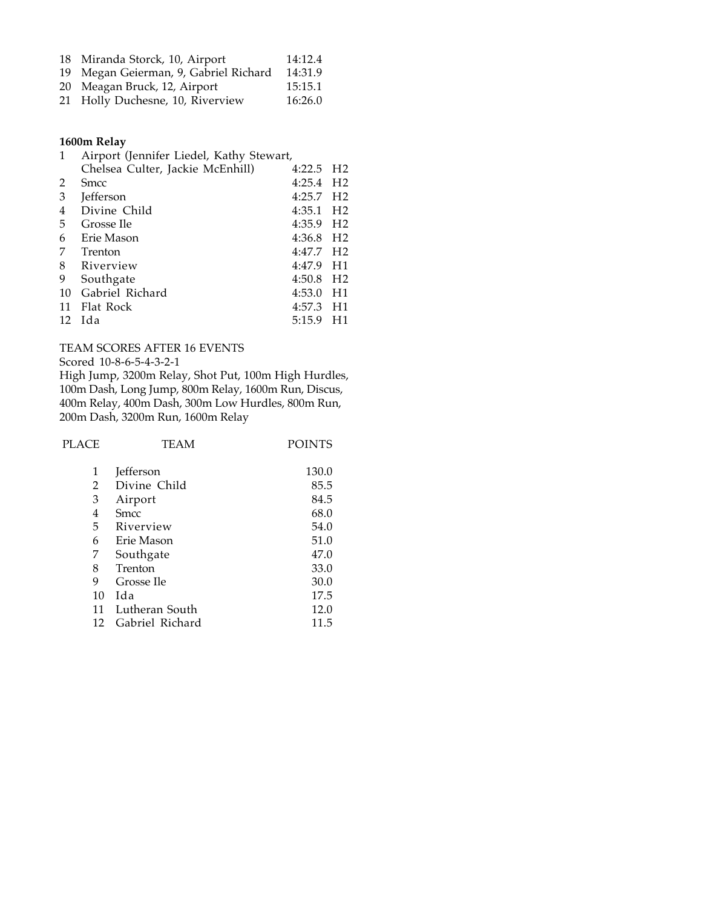| | | |
|---|---|---|
| 18 | Miranda Storck, 10, Airport | 14:12.4 |
| 19 | Megan Geierman, 9, Gabriel Richard | 14:31.9 |
| 20 | Meagan Bruck, 12, Airport | 15:15.1 |
| 21 | Holly Duchesne, 10, Riverview | 16:26.0 |

**1600m Relay**

| | | | |
|---|---|---|---|
| 1 | Airport (Jennifer Liedel, Kathy Stewart, Chelsea Culter, Jackie McEnhill) | 4:22.5 | H2 |
| 2 | Smcc | 4:25.4 | H2 |
| 3 | Jefferson | 4:25.7 | H2 |
| 4 | Divine Child | 4:35.1 | H2 |
| 5 | Grosse Ile | 4:35.9 | H2 |
| 6 | Erie Mason | 4:36.8 | H2 |
| 7 | Trenton | 4:47.7 | H2 |
| 8 | Riverview | 4:47.9 | H1 |
| 9 | Southgate | 4:50.8 | H2 |
| 10 | Gabriel Richard | 4:53.0 | H1 |
| 11 | Flat Rock | 4:57.3 | H1 |
| 12 | Ida | 5:15.9 | H1 |

TEAM SCORES AFTER 16 EVENTS

Scored 10-8-6-5-4-3-2-1

High Jump, 3200m Relay, Shot Put, 100m High Hurdles, 100m Dash, Long Jump, 800m Relay, 1600m Run, Discus, 400m Relay, 400m Dash, 300m Low Hurdles, 800m Run, 200m Dash, 3200m Run, 1600m Relay

| PLACE | TEAM | POINTS |
|---|---|---|
| 1 | Jefferson | 130.0 |
| 2 | Divine Child | 85.5 |
| 3 | Airport | 84.5 |
| 4 | Smcc | 68.0 |
| 5 | Riverview | 54.0 |
| 6 | Erie Mason | 51.0 |
| 7 | Southgate | 47.0 |
| 8 | Trenton | 33.0 |
| 9 | Grosse Ile | 30.0 |
| 10 | Ida | 17.5 |
| 11 | Lutheran South | 12.0 |
| 12 | Gabriel Richard | 11.5 |